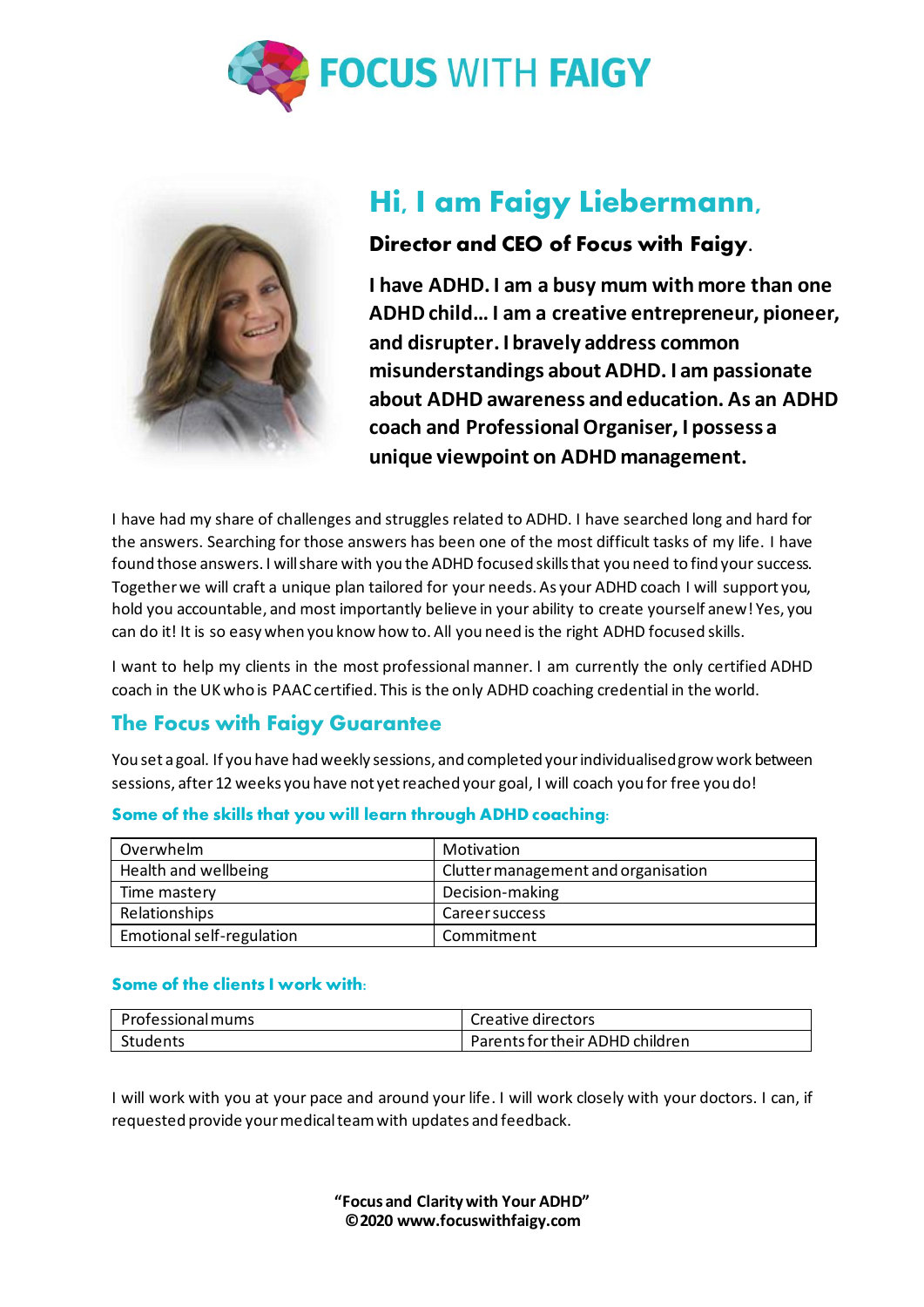# FOCUS WITH FAIGY

## Hi, I am Faigy Liebermann,

**Director and CEO of Focus with Faigy.**

**I have ADHD. I am a busy mum with more than one ADHD child… I am a creative entrepreneur, pioneer, and disrupter. I bravely address common misunderstandings about ADHD. I am passionate about ADHD awareness and education. As an ADHD coach and Professional Organiser, I possess a unique viewpoint on ADHD management.**

I have had my share of challenges and struggles related to ADHD. I have searched long and hard for the answers. Searching for those answers has been one of the most difficult tasks of my life. I have found those answers. I will share with you the ADHD focused skills that you need to find your success. Together we will craft a unique plan tailored for your needs. As your ADHD coach I will support you, hold you accountable, and most importantly believe in your ability to create yourself anew! Yes, you can do it! It is so easy when you know how to. All you need is the right ADHD focused skills.

I want to help my clients in the most professional manner. I am currently the only certified ADHD coach in the UK who is PAAC certified. This is the only ADHD coaching credential in the world.

## The Focus with Faigy Guarantee

You set a goal. If you have had weekly sessions, and completed your individualised grow work between sessions, after 12 weeks you have not yet reached your goal, I will coach you for free you do!

### Some of the skills that you will learn through ADHD coaching:

| | |
|---|---|
| Overwhelm | Motivation |
| Health and wellbeing | Clutter management and organisation |
| Time mastery | Decision-making |
| Relationships | Career success |
| Emotional self-regulation | Commitment |

### Some of the clients I work with:

| | |
|---|---|
| Professional mums | Creative directors |
| Students | Parents for their ADHD children |

I will work with you at your pace and around your life. I will work closely with your doctors. I can, if requested provide your medical team with updates and feedback.

**"Focus and Clarity with Your ADHD"**
**©2020 www.focuswithfaigy.com**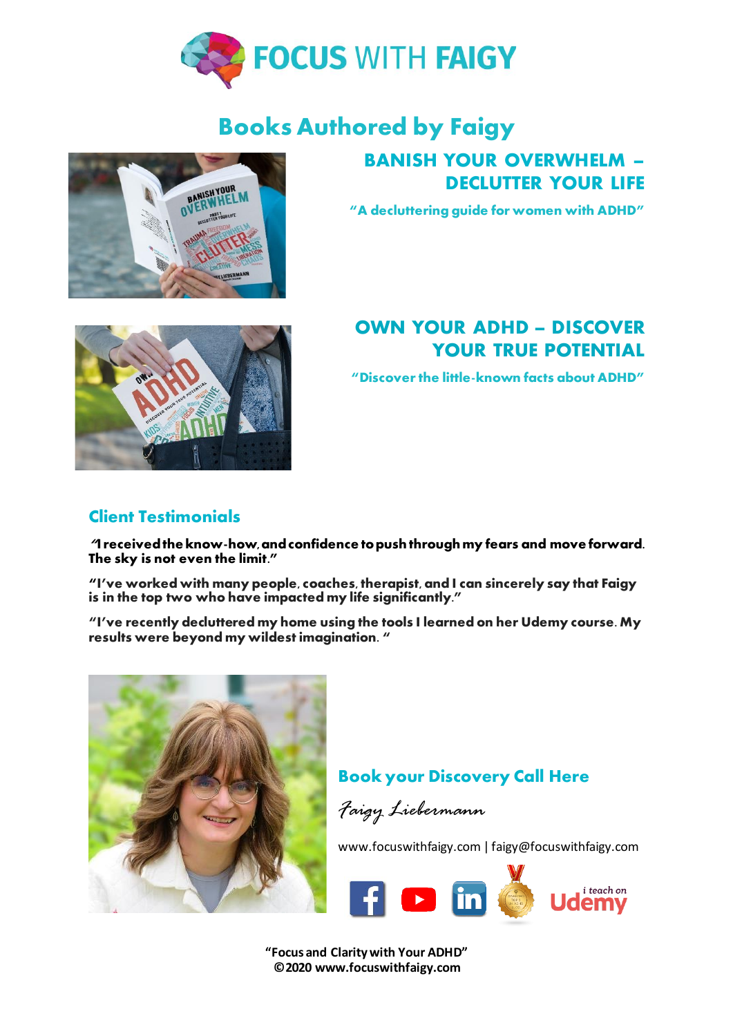# FOCUS WITH FAIGY

## Books Authored by Faigy

### BANISH YOUR OVERWHELM – DECLUTTER YOUR LIFE

**"A decluttering guide for women with ADHD"**

### OWN YOUR ADHD – DISCOVER YOUR TRUE POTENTIAL

**"Discover the little-known facts about ADHD"**

## Client Testimonials

**"I received the know-how, and confidence to push through my fears and move forward. The sky is not even the limit."**

**"I've worked with many people, coaches, therapist, and I can sincerely say that Faigy is in the top two who have impacted my life significantly."**

**"I've recently decluttered my home using the tools I learned on her Udemy course. My results were beyond my wildest imagination. "**

## Book your Discovery Call Here

*Faigy Liebermann*

www.focuswithfaigy.com | faigy@focuswithfaigy.com

i teach on Udemy

**"Focus and Clarity with Your ADHD"**
**©2020 www.focuswithfaigy.com**